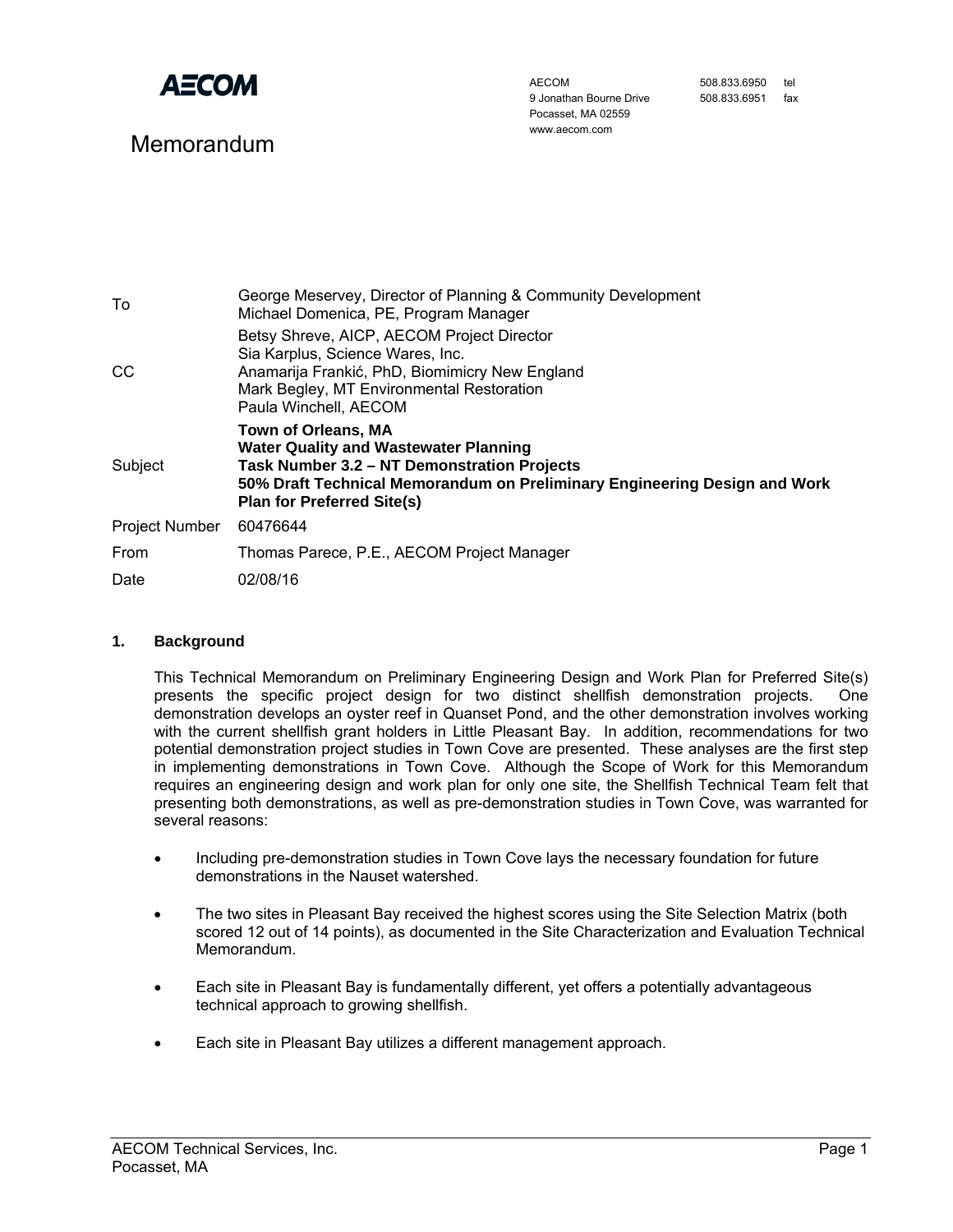AECOM

AECOM
9 Jonathan Bourne Drive
Pocasset, MA 02559
www.aecom.com

508.833.6950 tel
508.833.6951 fax

# Memorandum

| | |
|---|---|
| To | George Meservey, Director of Planning & Community Development<br>Michael Domenica, PE, Program Manager |
| CC | Betsy Shreve, AICP, AECOM Project Director<br>Sia Karplus, Science Wares, Inc.<br>Anamarija Frankić, PhD, Biomimicry New England<br>Mark Begley, MT Environmental Restoration<br>Paula Winchell, AECOM |
| Subject | **Town of Orleans, MA**<br>**Water Quality and Wastewater Planning**<br>**Task Number 3.2 – NT Demonstration Projects**<br>**50% Draft Technical Memorandum on Preliminary Engineering Design and Work Plan for Preferred Site(s)** |
| Project Number | 60476644 |
| From | Thomas Parece, P.E., AECOM Project Manager |
| Date | 02/08/16 |

## 1. Background

This Technical Memorandum on Preliminary Engineering Design and Work Plan for Preferred Site(s) presents the specific project design for two distinct shellfish demonstration projects. One demonstration develops an oyster reef in Quanset Pond, and the other demonstration involves working with the current shellfish grant holders in Little Pleasant Bay. In addition, recommendations for two potential demonstration project studies in Town Cove are presented. These analyses are the first step in implementing demonstrations in Town Cove. Although the Scope of Work for this Memorandum requires an engineering design and work plan for only one site, the Shellfish Technical Team felt that presenting both demonstrations, as well as pre-demonstration studies in Town Cove, was warranted for several reasons:

- Including pre-demonstration studies in Town Cove lays the necessary foundation for future demonstrations in the Nauset watershed.
- The two sites in Pleasant Bay received the highest scores using the Site Selection Matrix (both scored 12 out of 14 points), as documented in the Site Characterization and Evaluation Technical Memorandum.
- Each site in Pleasant Bay is fundamentally different, yet offers a potentially advantageous technical approach to growing shellfish.
- Each site in Pleasant Bay utilizes a different management approach.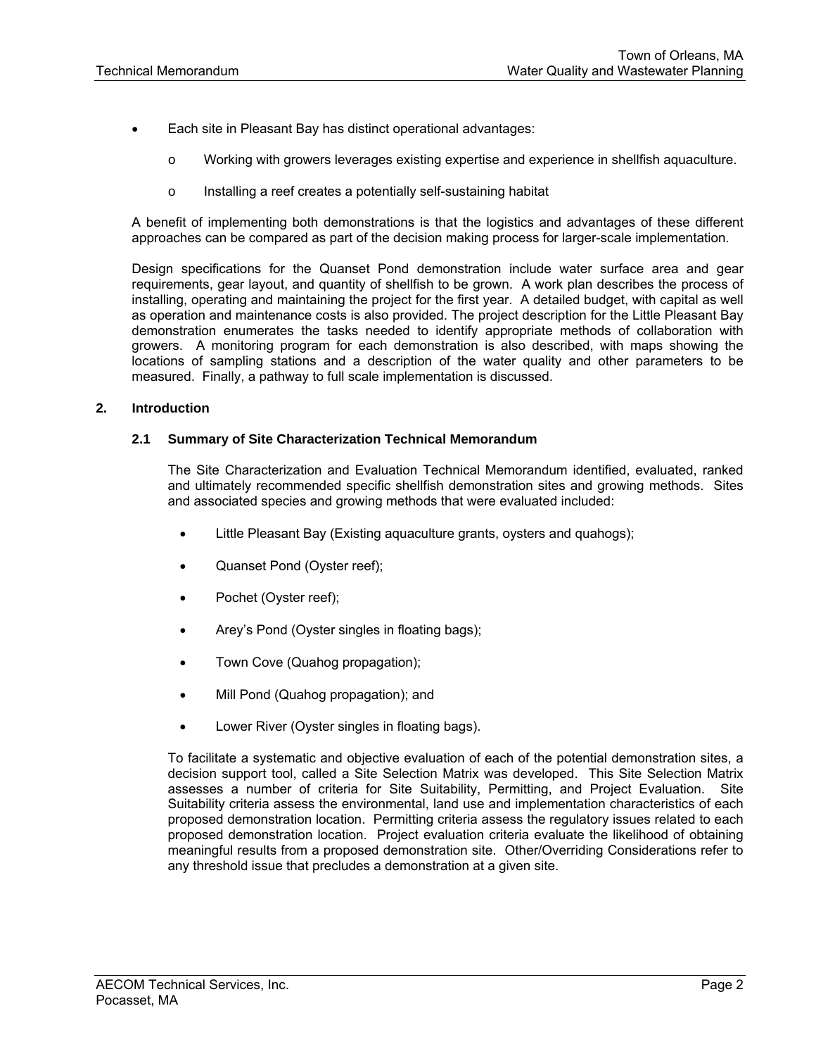- Each site in Pleasant Bay has distinct operational advantages:
  - Working with growers leverages existing expertise and experience in shellfish aquaculture.
  - Installing a reef creates a potentially self-sustaining habitat

A benefit of implementing both demonstrations is that the logistics and advantages of these different approaches can be compared as part of the decision making process for larger-scale implementation.

Design specifications for the Quanset Pond demonstration include water surface area and gear requirements, gear layout, and quantity of shellfish to be grown. A work plan describes the process of installing, operating and maintaining the project for the first year. A detailed budget, with capital as well as operation and maintenance costs is also provided. The project description for the Little Pleasant Bay demonstration enumerates the tasks needed to identify appropriate methods of collaboration with growers. A monitoring program for each demonstration is also described, with maps showing the locations of sampling stations and a description of the water quality and other parameters to be measured. Finally, a pathway to full scale implementation is discussed.

## 2. Introduction

### 2.1 Summary of Site Characterization Technical Memorandum

The Site Characterization and Evaluation Technical Memorandum identified, evaluated, ranked and ultimately recommended specific shellfish demonstration sites and growing methods. Sites and associated species and growing methods that were evaluated included:

- Little Pleasant Bay (Existing aquaculture grants, oysters and quahogs);
- Quanset Pond (Oyster reef);
- Pochet (Oyster reef);
- Arey's Pond (Oyster singles in floating bags);
- Town Cove (Quahog propagation);
- Mill Pond (Quahog propagation); and
- Lower River (Oyster singles in floating bags).

To facilitate a systematic and objective evaluation of each of the potential demonstration sites, a decision support tool, called a Site Selection Matrix was developed. This Site Selection Matrix assesses a number of criteria for Site Suitability, Permitting, and Project Evaluation. Site Suitability criteria assess the environmental, land use and implementation characteristics of each proposed demonstration location. Permitting criteria assess the regulatory issues related to each proposed demonstration location. Project evaluation criteria evaluate the likelihood of obtaining meaningful results from a proposed demonstration site. Other/Overriding Considerations refer to any threshold issue that precludes a demonstration at a given site.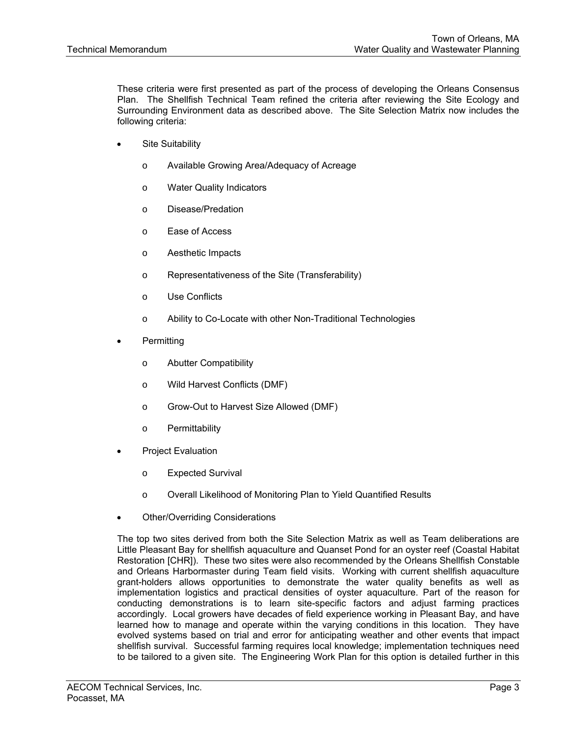These criteria were first presented as part of the process of developing the Orleans Consensus Plan. The Shellfish Technical Team refined the criteria after reviewing the Site Ecology and Surrounding Environment data as described above. The Site Selection Matrix now includes the following criteria:

- Site Suitability
  - Available Growing Area/Adequacy of Acreage
  - Water Quality Indicators
  - Disease/Predation
  - Ease of Access
  - Aesthetic Impacts
  - Representativeness of the Site (Transferability)
  - Use Conflicts
  - Ability to Co-Locate with other Non-Traditional Technologies
- Permitting
  - Abutter Compatibility
  - Wild Harvest Conflicts (DMF)
  - Grow-Out to Harvest Size Allowed (DMF)
  - Permittability
- Project Evaluation
  - Expected Survival
  - Overall Likelihood of Monitoring Plan to Yield Quantified Results
- Other/Overriding Considerations

The top two sites derived from both the Site Selection Matrix as well as Team deliberations are Little Pleasant Bay for shellfish aquaculture and Quanset Pond for an oyster reef (Coastal Habitat Restoration [CHR]). These two sites were also recommended by the Orleans Shellfish Constable and Orleans Harbormaster during Team field visits. Working with current shellfish aquaculture grant-holders allows opportunities to demonstrate the water quality benefits as well as implementation logistics and practical densities of oyster aquaculture. Part of the reason for conducting demonstrations is to learn site-specific factors and adjust farming practices accordingly. Local growers have decades of field experience working in Pleasant Bay, and have learned how to manage and operate within the varying conditions in this location. They have evolved systems based on trial and error for anticipating weather and other events that impact shellfish survival. Successful farming requires local knowledge; implementation techniques need to be tailored to a given site. The Engineering Work Plan for this option is detailed further in this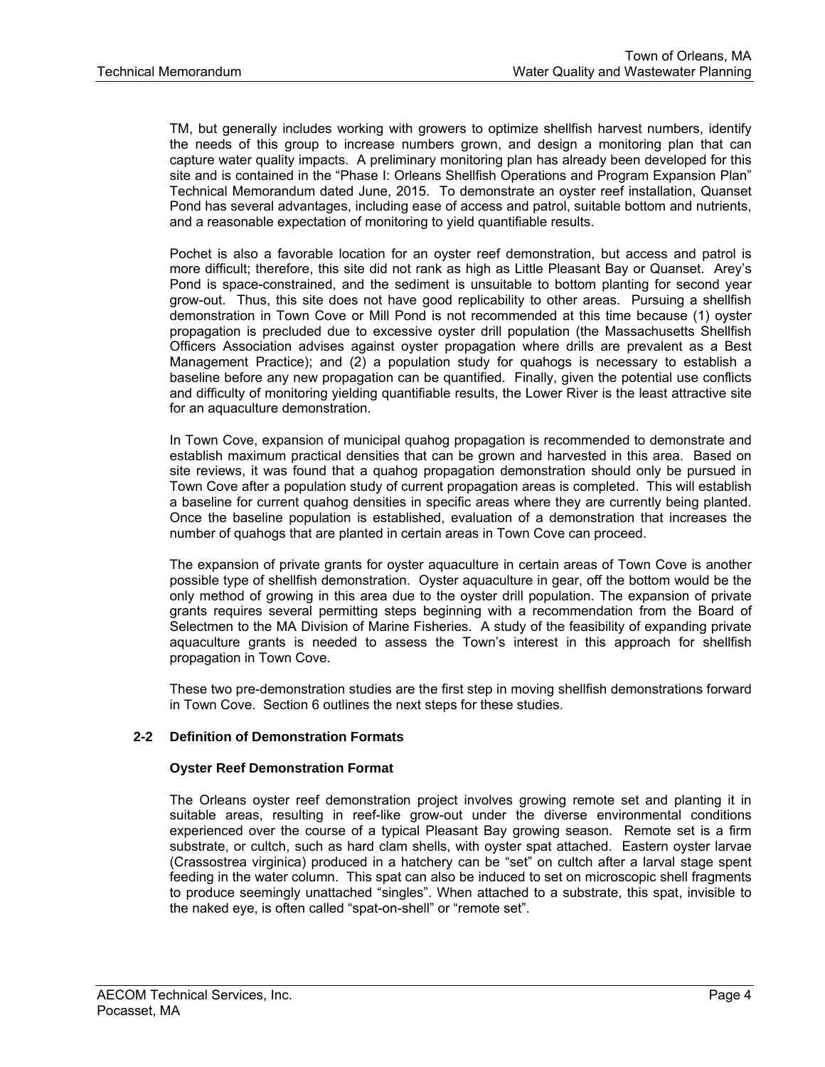TM, but generally includes working with growers to optimize shellfish harvest numbers, identify the needs of this group to increase numbers grown, and design a monitoring plan that can capture water quality impacts. A preliminary monitoring plan has already been developed for this site and is contained in the "Phase I: Orleans Shellfish Operations and Program Expansion Plan" Technical Memorandum dated June, 2015. To demonstrate an oyster reef installation, Quanset Pond has several advantages, including ease of access and patrol, suitable bottom and nutrients, and a reasonable expectation of monitoring to yield quantifiable results.

Pochet is also a favorable location for an oyster reef demonstration, but access and patrol is more difficult; therefore, this site did not rank as high as Little Pleasant Bay or Quanset. Arey's Pond is space-constrained, and the sediment is unsuitable to bottom planting for second year grow-out. Thus, this site does not have good replicability to other areas. Pursuing a shellfish demonstration in Town Cove or Mill Pond is not recommended at this time because (1) oyster propagation is precluded due to excessive oyster drill population (the Massachusetts Shellfish Officers Association advises against oyster propagation where drills are prevalent as a Best Management Practice); and (2) a population study for quahogs is necessary to establish a baseline before any new propagation can be quantified. Finally, given the potential use conflicts and difficulty of monitoring yielding quantifiable results, the Lower River is the least attractive site for an aquaculture demonstration.

In Town Cove, expansion of municipal quahog propagation is recommended to demonstrate and establish maximum practical densities that can be grown and harvested in this area. Based on site reviews, it was found that a quahog propagation demonstration should only be pursued in Town Cove after a population study of current propagation areas is completed. This will establish a baseline for current quahog densities in specific areas where they are currently being planted. Once the baseline population is established, evaluation of a demonstration that increases the number of quahogs that are planted in certain areas in Town Cove can proceed.

The expansion of private grants for oyster aquaculture in certain areas of Town Cove is another possible type of shellfish demonstration. Oyster aquaculture in gear, off the bottom would be the only method of growing in this area due to the oyster drill population. The expansion of private grants requires several permitting steps beginning with a recommendation from the Board of Selectmen to the MA Division of Marine Fisheries. A study of the feasibility of expanding private aquaculture grants is needed to assess the Town's interest in this approach for shellfish propagation in Town Cove.

These two pre-demonstration studies are the first step in moving shellfish demonstrations forward in Town Cove. Section 6 outlines the next steps for these studies.

## 2-2 Definition of Demonstration Formats

### Oyster Reef Demonstration Format

The Orleans oyster reef demonstration project involves growing remote set and planting it in suitable areas, resulting in reef-like grow-out under the diverse environmental conditions experienced over the course of a typical Pleasant Bay growing season. Remote set is a firm substrate, or cultch, such as hard clam shells, with oyster spat attached. Eastern oyster larvae (Crassostrea virginica) produced in a hatchery can be "set" on cultch after a larval stage spent feeding in the water column. This spat can also be induced to set on microscopic shell fragments to produce seemingly unattached "singles". When attached to a substrate, this spat, invisible to the naked eye, is often called "spat-on-shell" or "remote set".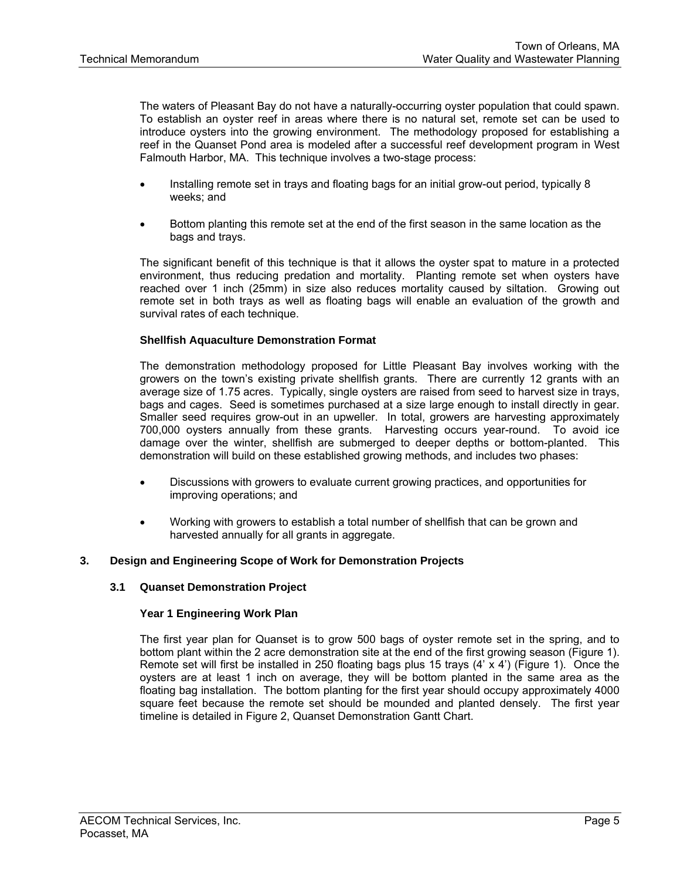The waters of Pleasant Bay do not have a naturally-occurring oyster population that could spawn. To establish an oyster reef in areas where there is no natural set, remote set can be used to introduce oysters into the growing environment. The methodology proposed for establishing a reef in the Quanset Pond area is modeled after a successful reef development program in West Falmouth Harbor, MA. This technique involves a two-stage process:

- Installing remote set in trays and floating bags for an initial grow-out period, typically 8 weeks; and
- Bottom planting this remote set at the end of the first season in the same location as the bags and trays.

The significant benefit of this technique is that it allows the oyster spat to mature in a protected environment, thus reducing predation and mortality. Planting remote set when oysters have reached over 1 inch (25mm) in size also reduces mortality caused by siltation. Growing out remote set in both trays as well as floating bags will enable an evaluation of the growth and survival rates of each technique.

**Shellfish Aquaculture Demonstration Format**

The demonstration methodology proposed for Little Pleasant Bay involves working with the growers on the town's existing private shellfish grants. There are currently 12 grants with an average size of 1.75 acres. Typically, single oysters are raised from seed to harvest size in trays, bags and cages. Seed is sometimes purchased at a size large enough to install directly in gear. Smaller seed requires grow-out in an upweller. In total, growers are harvesting approximately 700,000 oysters annually from these grants. Harvesting occurs year-round. To avoid ice damage over the winter, shellfish are submerged to deeper depths or bottom-planted. This demonstration will build on these established growing methods, and includes two phases:

- Discussions with growers to evaluate current growing practices, and opportunities for improving operations; and
- Working with growers to establish a total number of shellfish that can be grown and harvested annually for all grants in aggregate.

## 3. Design and Engineering Scope of Work for Demonstration Projects

### 3.1 Quanset Demonstration Project

**Year 1 Engineering Work Plan**

The first year plan for Quanset is to grow 500 bags of oyster remote set in the spring, and to bottom plant within the 2 acre demonstration site at the end of the first growing season (Figure 1). Remote set will first be installed in 250 floating bags plus 15 trays (4' x 4') (Figure 1). Once the oysters are at least 1 inch on average, they will be bottom planted in the same area as the floating bag installation. The bottom planting for the first year should occupy approximately 4000 square feet because the remote set should be mounded and planted densely. The first year timeline is detailed in Figure 2, Quanset Demonstration Gantt Chart.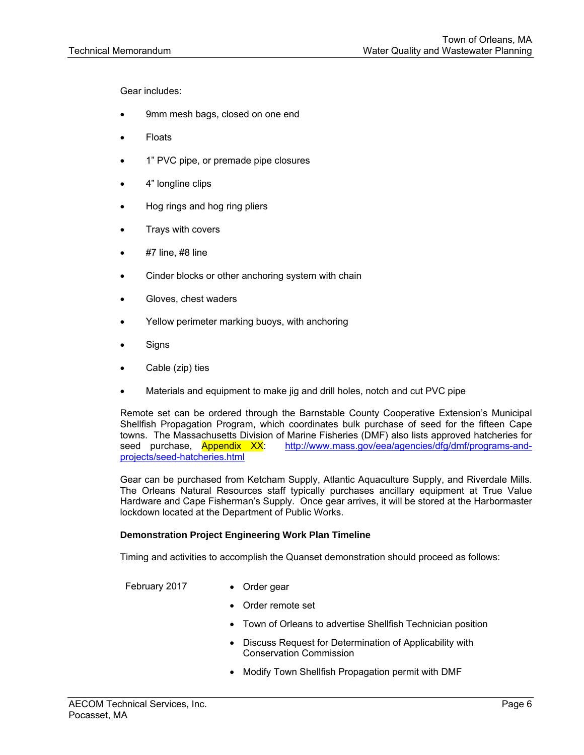Gear includes:

- 9mm mesh bags, closed on one end
- Floats
- 1" PVC pipe, or premade pipe closures
- 4" longline clips
- Hog rings and hog ring pliers
- Trays with covers
- #7 line, #8 line
- Cinder blocks or other anchoring system with chain
- Gloves, chest waders
- Yellow perimeter marking buoys, with anchoring
- Signs
- Cable (zip) ties
- Materials and equipment to make jig and drill holes, notch and cut PVC pipe

Remote set can be ordered through the Barnstable County Cooperative Extension's Municipal Shellfish Propagation Program, which coordinates bulk purchase of seed for the fifteen Cape towns. The Massachusetts Division of Marine Fisheries (DMF) also lists approved hatcheries for seed purchase, Appendix XX: http://www.mass.gov/eea/agencies/dfg/dmf/programs-and-projects/seed-hatcheries.html

Gear can be purchased from Ketcham Supply, Atlantic Aquaculture Supply, and Riverdale Mills. The Orleans Natural Resources staff typically purchases ancillary equipment at True Value Hardware and Cape Fisherman's Supply. Once gear arrives, it will be stored at the Harbormaster lockdown located at the Department of Public Works.

**Demonstration Project Engineering Work Plan Timeline**

Timing and activities to accomplish the Quanset demonstration should proceed as follows:

February 2017

- Order gear
- Order remote set
- Town of Orleans to advertise Shellfish Technician position
- Discuss Request for Determination of Applicability with Conservation Commission
- Modify Town Shellfish Propagation permit with DMF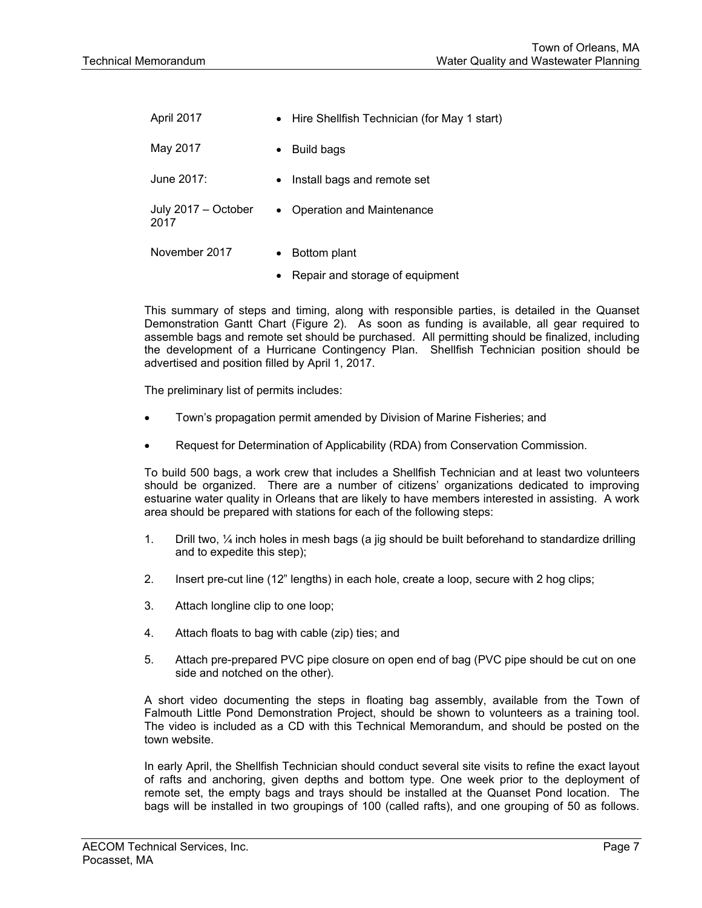| | |
|---|---|
| April 2017 | • Hire Shellfish Technician (for May 1 start) |
| May 2017 | • Build bags |
| June 2017: | • Install bags and remote set |
| July 2017 – October 2017 | • Operation and Maintenance |
| November 2017 | • Bottom plant<br>• Repair and storage of equipment |

This summary of steps and timing, along with responsible parties, is detailed in the Quanset Demonstration Gantt Chart (Figure 2). As soon as funding is available, all gear required to assemble bags and remote set should be purchased. All permitting should be finalized, including the development of a Hurricane Contingency Plan. Shellfish Technician position should be advertised and position filled by April 1, 2017.

The preliminary list of permits includes:

- Town's propagation permit amended by Division of Marine Fisheries; and
- Request for Determination of Applicability (RDA) from Conservation Commission.

To build 500 bags, a work crew that includes a Shellfish Technician and at least two volunteers should be organized. There are a number of citizens' organizations dedicated to improving estuarine water quality in Orleans that are likely to have members interested in assisting. A work area should be prepared with stations for each of the following steps:

1. Drill two, ¼ inch holes in mesh bags (a jig should be built beforehand to standardize drilling and to expedite this step);
2. Insert pre-cut line (12" lengths) in each hole, create a loop, secure with 2 hog clips;
3. Attach longline clip to one loop;
4. Attach floats to bag with cable (zip) ties; and
5. Attach pre-prepared PVC pipe closure on open end of bag (PVC pipe should be cut on one side and notched on the other).

A short video documenting the steps in floating bag assembly, available from the Town of Falmouth Little Pond Demonstration Project, should be shown to volunteers as a training tool. The video is included as a CD with this Technical Memorandum, and should be posted on the town website.

In early April, the Shellfish Technician should conduct several site visits to refine the exact layout of rafts and anchoring, given depths and bottom type. One week prior to the deployment of remote set, the empty bags and trays should be installed at the Quanset Pond location. The bags will be installed in two groupings of 100 (called rafts), and one grouping of 50 as follows.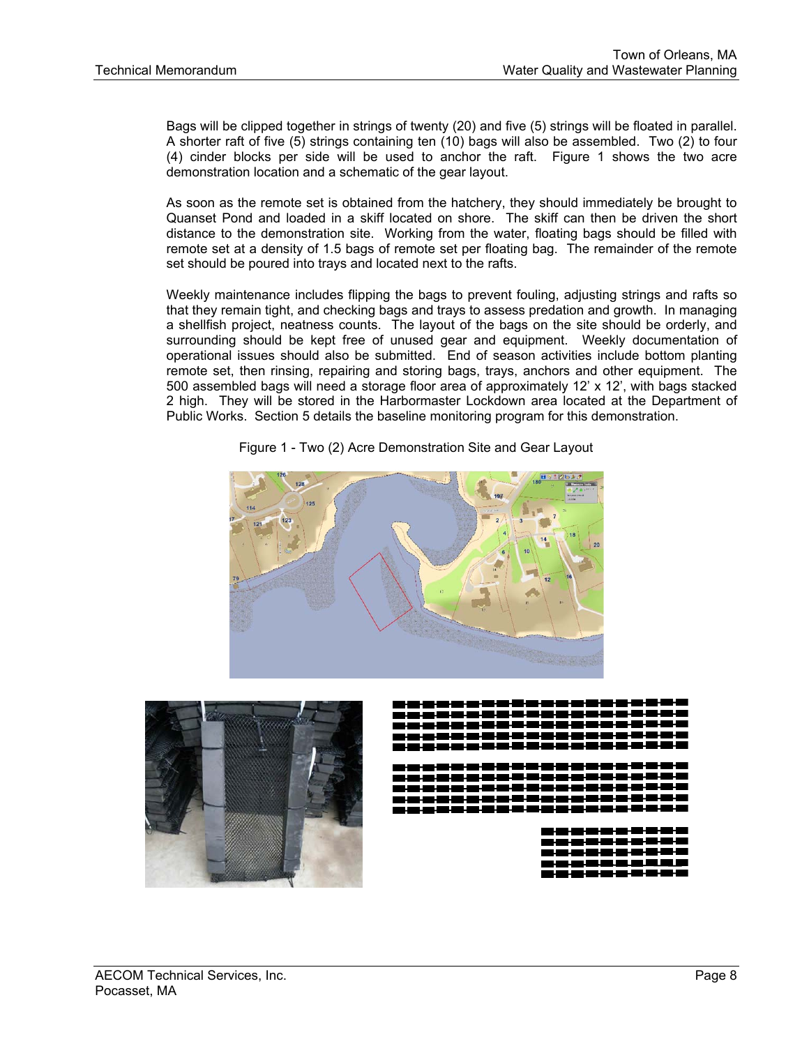Bags will be clipped together in strings of twenty (20) and five (5) strings will be floated in parallel. A shorter raft of five (5) strings containing ten (10) bags will also be assembled. Two (2) to four (4) cinder blocks per side will be used to anchor the raft. Figure 1 shows the two acre demonstration location and a schematic of the gear layout.

As soon as the remote set is obtained from the hatchery, they should immediately be brought to Quanset Pond and loaded in a skiff located on shore. The skiff can then be driven the short distance to the demonstration site. Working from the water, floating bags should be filled with remote set at a density of 1.5 bags of remote set per floating bag. The remainder of the remote set should be poured into trays and located next to the rafts.

Weekly maintenance includes flipping the bags to prevent fouling, adjusting strings and rafts so that they remain tight, and checking bags and trays to assess predation and growth. In managing a shellfish project, neatness counts. The layout of the bags on the site should be orderly, and surrounding should be kept free of unused gear and equipment. Weekly documentation of operational issues should also be submitted. End of season activities include bottom planting remote set, then rinsing, repairing and storing bags, trays, anchors and other equipment. The 500 assembled bags will need a storage floor area of approximately 12' x 12', with bags stacked 2 high. They will be stored in the Harbormaster Lockdown area located at the Department of Public Works. Section 5 details the baseline monitoring program for this demonstration.

Figure 1 - Two (2) Acre Demonstration Site and Gear Layout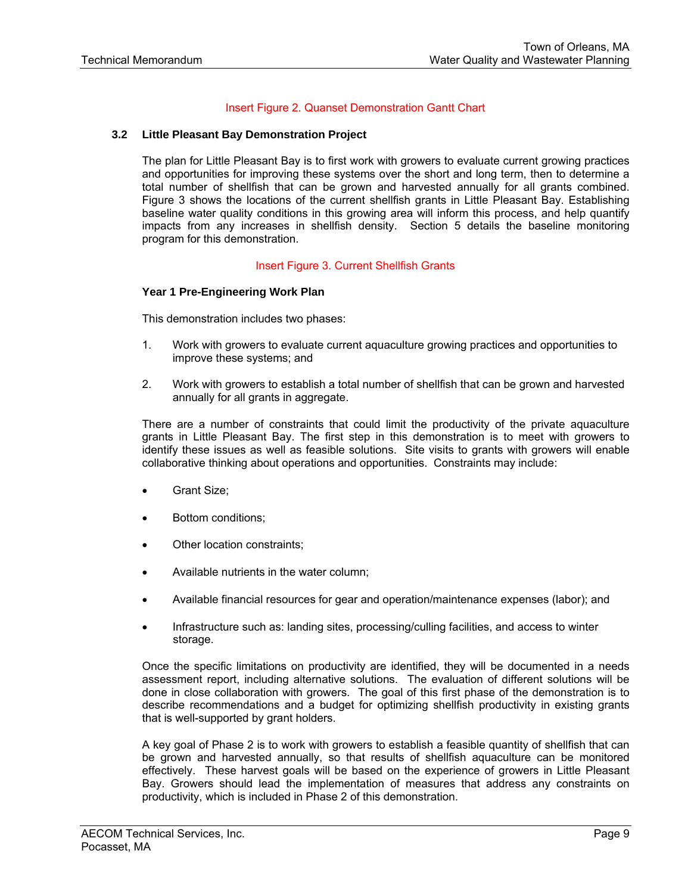Insert Figure 2. Quanset Demonstration Gantt Chart

### 3.2 Little Pleasant Bay Demonstration Project

The plan for Little Pleasant Bay is to first work with growers to evaluate current growing practices and opportunities for improving these systems over the short and long term, then to determine a total number of shellfish that can be grown and harvested annually for all grants combined. Figure 3 shows the locations of the current shellfish grants in Little Pleasant Bay. Establishing baseline water quality conditions in this growing area will inform this process, and help quantify impacts from any increases in shellfish density. Section 5 details the baseline monitoring program for this demonstration.

Insert Figure 3. Current Shellfish Grants

**Year 1 Pre-Engineering Work Plan**

This demonstration includes two phases:

1. Work with growers to evaluate current aquaculture growing practices and opportunities to improve these systems; and

2. Work with growers to establish a total number of shellfish that can be grown and harvested annually for all grants in aggregate.

There are a number of constraints that could limit the productivity of the private aquaculture grants in Little Pleasant Bay. The first step in this demonstration is to meet with growers to identify these issues as well as feasible solutions. Site visits to grants with growers will enable collaborative thinking about operations and opportunities. Constraints may include:

- Grant Size;
- Bottom conditions;
- Other location constraints;
- Available nutrients in the water column;
- Available financial resources for gear and operation/maintenance expenses (labor); and
- Infrastructure such as: landing sites, processing/culling facilities, and access to winter storage.

Once the specific limitations on productivity are identified, they will be documented in a needs assessment report, including alternative solutions. The evaluation of different solutions will be done in close collaboration with growers. The goal of this first phase of the demonstration is to describe recommendations and a budget for optimizing shellfish productivity in existing grants that is well-supported by grant holders.

A key goal of Phase 2 is to work with growers to establish a feasible quantity of shellfish that can be grown and harvested annually, so that results of shellfish aquaculture can be monitored effectively. These harvest goals will be based on the experience of growers in Little Pleasant Bay. Growers should lead the implementation of measures that address any constraints on productivity, which is included in Phase 2 of this demonstration.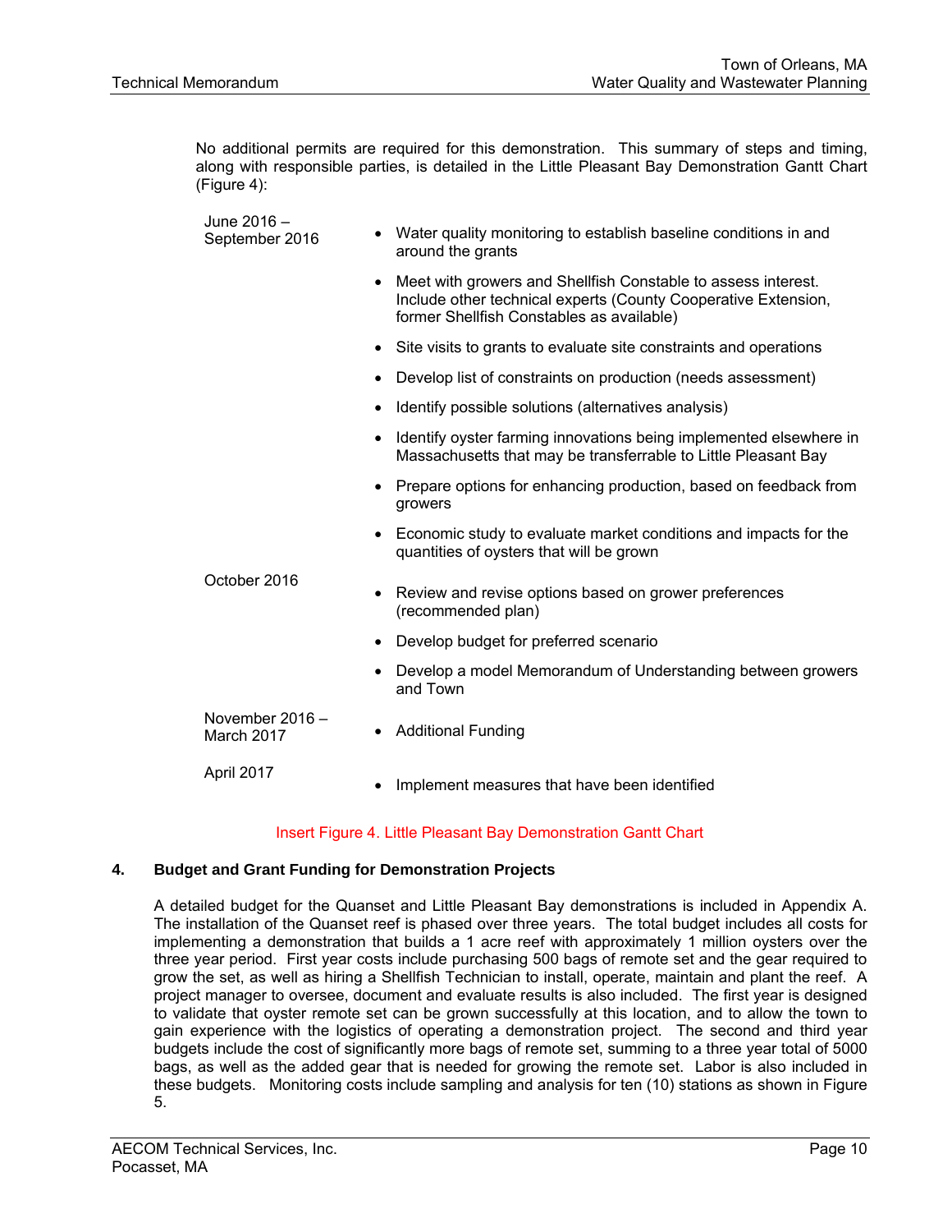No additional permits are required for this demonstration. This summary of steps and timing, along with responsible parties, is detailed in the Little Pleasant Bay Demonstration Gantt Chart (Figure 4):

| | |
|---|---|
| June 2016 – September 2016 | • Water quality monitoring to establish baseline conditions in and around the grants<br>• Meet with growers and Shellfish Constable to assess interest. Include other technical experts (County Cooperative Extension, former Shellfish Constables as available)<br>• Site visits to grants to evaluate site constraints and operations<br>• Develop list of constraints on production (needs assessment)<br>• Identify possible solutions (alternatives analysis)<br>• Identify oyster farming innovations being implemented elsewhere in Massachusetts that may be transferrable to Little Pleasant Bay<br>• Prepare options for enhancing production, based on feedback from growers<br>• Economic study to evaluate market conditions and impacts for the quantities of oysters that will be grown |
| October 2016 | • Review and revise options based on grower preferences (recommended plan)<br>• Develop budget for preferred scenario<br>• Develop a model Memorandum of Understanding between growers and Town |
| November 2016 – March 2017 | • Additional Funding |
| April 2017 | • Implement measures that have been identified |

Insert Figure 4. Little Pleasant Bay Demonstration Gantt Chart

## 4. Budget and Grant Funding for Demonstration Projects

A detailed budget for the Quanset and Little Pleasant Bay demonstrations is included in Appendix A. The installation of the Quanset reef is phased over three years. The total budget includes all costs for implementing a demonstration that builds a 1 acre reef with approximately 1 million oysters over the three year period. First year costs include purchasing 500 bags of remote set and the gear required to grow the set, as well as hiring a Shellfish Technician to install, operate, maintain and plant the reef. A project manager to oversee, document and evaluate results is also included. The first year is designed to validate that oyster remote set can be grown successfully at this location, and to allow the town to gain experience with the logistics of operating a demonstration project. The second and third year budgets include the cost of significantly more bags of remote set, summing to a three year total of 5000 bags, as well as the added gear that is needed for growing the remote set. Labor is also included in these budgets. Monitoring costs include sampling and analysis for ten (10) stations as shown in Figure 5.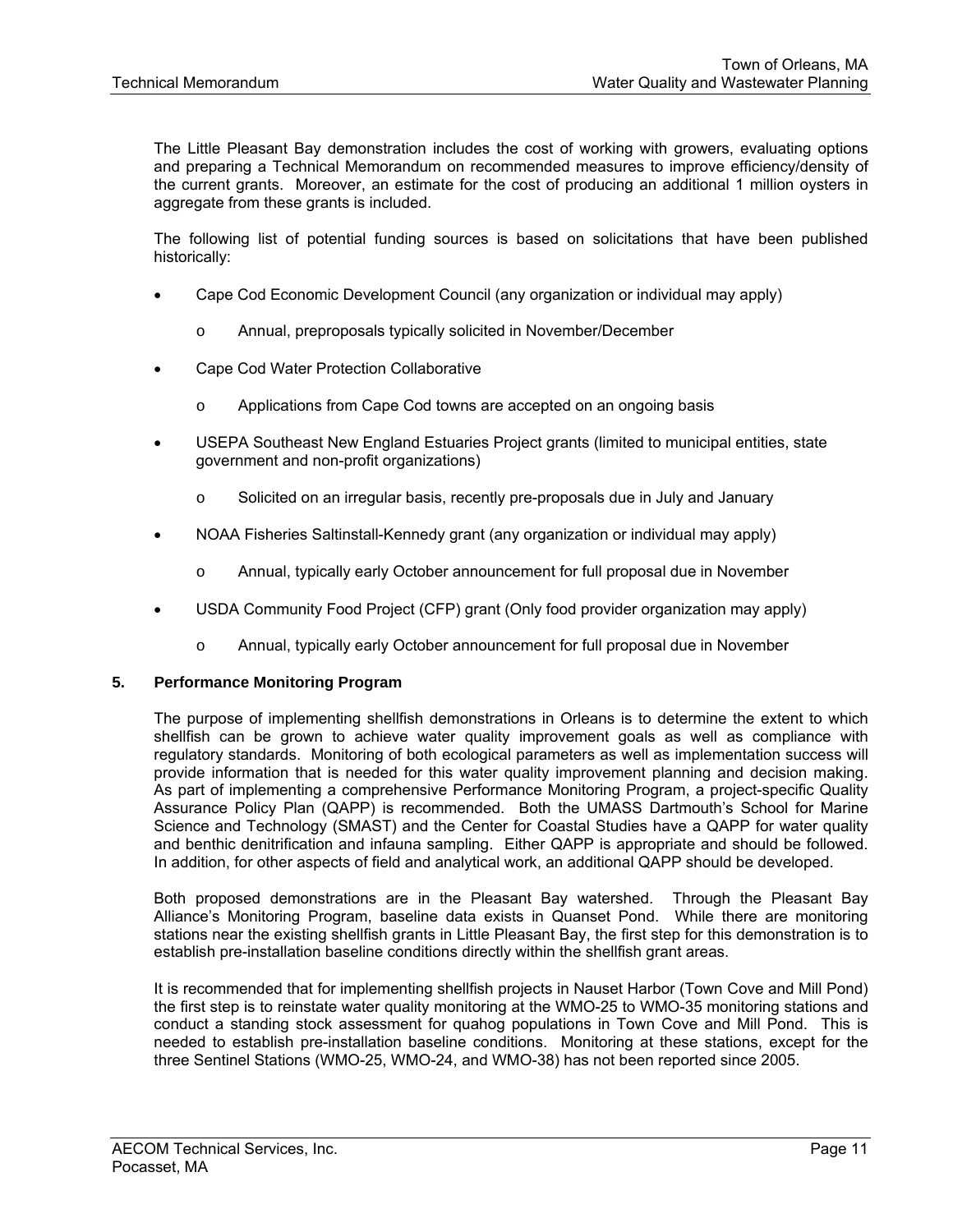The Little Pleasant Bay demonstration includes the cost of working with growers, evaluating options and preparing a Technical Memorandum on recommended measures to improve efficiency/density of the current grants. Moreover, an estimate for the cost of producing an additional 1 million oysters in aggregate from these grants is included.

The following list of potential funding sources is based on solicitations that have been published historically:

- Cape Cod Economic Development Council (any organization or individual may apply)
  - Annual, preproposals typically solicited in November/December
- Cape Cod Water Protection Collaborative
  - Applications from Cape Cod towns are accepted on an ongoing basis
- USEPA Southeast New England Estuaries Project grants (limited to municipal entities, state government and non-profit organizations)
  - Solicited on an irregular basis, recently pre-proposals due in July and January
- NOAA Fisheries Saltinstall-Kennedy grant (any organization or individual may apply)
  - Annual, typically early October announcement for full proposal due in November
- USDA Community Food Project (CFP) grant (Only food provider organization may apply)
  - Annual, typically early October announcement for full proposal due in November

## 5. Performance Monitoring Program

The purpose of implementing shellfish demonstrations in Orleans is to determine the extent to which shellfish can be grown to achieve water quality improvement goals as well as compliance with regulatory standards. Monitoring of both ecological parameters as well as implementation success will provide information that is needed for this water quality improvement planning and decision making. As part of implementing a comprehensive Performance Monitoring Program, a project-specific Quality Assurance Policy Plan (QAPP) is recommended. Both the UMASS Dartmouth's School for Marine Science and Technology (SMAST) and the Center for Coastal Studies have a QAPP for water quality and benthic denitrification and infauna sampling. Either QAPP is appropriate and should be followed. In addition, for other aspects of field and analytical work, an additional QAPP should be developed.

Both proposed demonstrations are in the Pleasant Bay watershed. Through the Pleasant Bay Alliance's Monitoring Program, baseline data exists in Quanset Pond. While there are monitoring stations near the existing shellfish grants in Little Pleasant Bay, the first step for this demonstration is to establish pre-installation baseline conditions directly within the shellfish grant areas.

It is recommended that for implementing shellfish projects in Nauset Harbor (Town Cove and Mill Pond) the first step is to reinstate water quality monitoring at the WMO-25 to WMO-35 monitoring stations and conduct a standing stock assessment for quahog populations in Town Cove and Mill Pond. This is needed to establish pre-installation baseline conditions. Monitoring at these stations, except for the three Sentinel Stations (WMO-25, WMO-24, and WMO-38) has not been reported since 2005.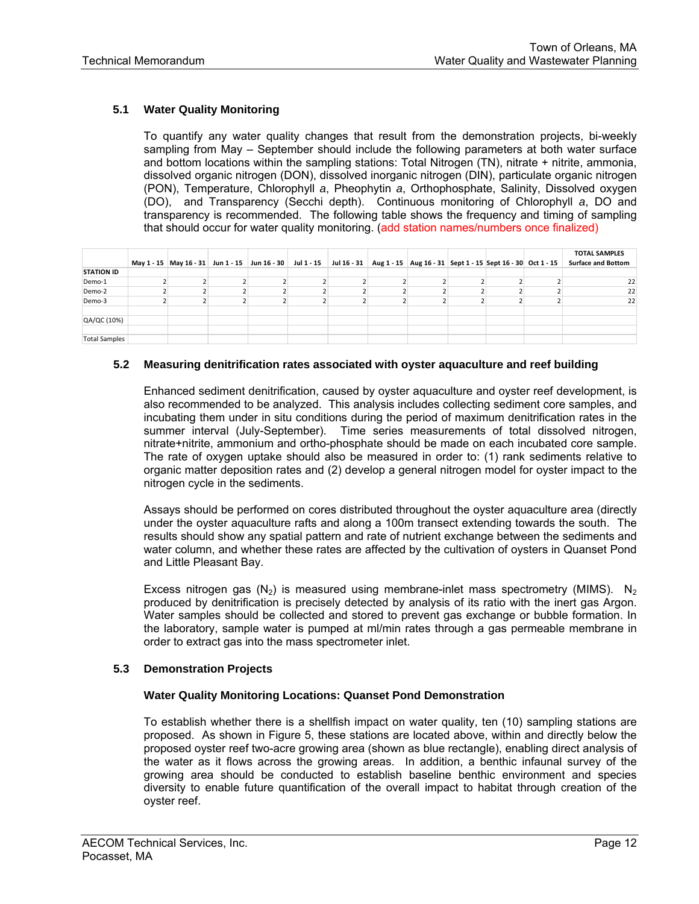### 5.1 Water Quality Monitoring

To quantify any water quality changes that result from the demonstration projects, bi-weekly sampling from May – September should include the following parameters at both water surface and bottom locations within the sampling stations: Total Nitrogen (TN), nitrate + nitrite, ammonia, dissolved organic nitrogen (DON), dissolved inorganic nitrogen (DIN), particulate organic nitrogen (PON), Temperature, Chlorophyll *a*, Pheophytin *a*, Orthophosphate, Salinity, Dissolved oxygen (DO), and Transparency (Secchi depth). Continuous monitoring of Chlorophyll *a*, DO and transparency is recommended. The following table shows the frequency and timing of sampling that should occur for water quality monitoring. (add station names/numbers once finalized)

| | May 1 - 15 | May 16 - 31 | Jun 1 - 15 | Jun 16 - 30 | Jul 1 - 15 | Jul 16 - 31 | Aug 1 - 15 | Aug 16 - 31 | Sept 1 - 15 | Sept 16 - 30 | Oct 1 - 15 | TOTAL SAMPLES Surface and Bottom |
|---|---|---|---|---|---|---|---|---|---|---|---|---|
| STATION ID | | | | | | | | | | | | |
| Demo-1 | 2 | 2 | 2 | 2 | 2 | 2 | 2 | 2 | 2 | 2 | 2 | 22 |
| Demo-2 | 2 | 2 | 2 | 2 | 2 | 2 | 2 | 2 | 2 | 2 | 2 | 22 |
| Demo-3 | 2 | 2 | 2 | 2 | 2 | 2 | 2 | 2 | 2 | 2 | 2 | 22 |
| | | | | | | | | | | | | |
| QA/QC (10%) | | | | | | | | | | | | |
| | | | | | | | | | | | | |
| Total Samples | | | | | | | | | | | | |

### 5.2 Measuring denitrification rates associated with oyster aquaculture and reef building

Enhanced sediment denitrification, caused by oyster aquaculture and oyster reef development, is also recommended to be analyzed. This analysis includes collecting sediment core samples, and incubating them under in situ conditions during the period of maximum denitrification rates in the summer interval (July-September). Time series measurements of total dissolved nitrogen, nitrate+nitrite, ammonium and ortho-phosphate should be made on each incubated core sample. The rate of oxygen uptake should also be measured in order to: (1) rank sediments relative to organic matter deposition rates and (2) develop a general nitrogen model for oyster impact to the nitrogen cycle in the sediments.

Assays should be performed on cores distributed throughout the oyster aquaculture area (directly under the oyster aquaculture rafts and along a 100m transect extending towards the south. The results should show any spatial pattern and rate of nutrient exchange between the sediments and water column, and whether these rates are affected by the cultivation of oysters in Quanset Pond and Little Pleasant Bay.

Excess nitrogen gas ($N_2$) is measured using membrane-inlet mass spectrometry (MIMS). $N_2$ produced by denitrification is precisely detected by analysis of its ratio with the inert gas Argon. Water samples should be collected and stored to prevent gas exchange or bubble formation. In the laboratory, sample water is pumped at ml/min rates through a gas permeable membrane in order to extract gas into the mass spectrometer inlet.

### 5.3 Demonstration Projects

**Water Quality Monitoring Locations: Quanset Pond Demonstration**

To establish whether there is a shellfish impact on water quality, ten (10) sampling stations are proposed. As shown in Figure 5, these stations are located above, within and directly below the proposed oyster reef two-acre growing area (shown as blue rectangle), enabling direct analysis of the water as it flows across the growing areas. In addition, a benthic infaunal survey of the growing area should be conducted to establish baseline benthic environment and species diversity to enable future quantification of the overall impact to habitat through creation of the oyster reef.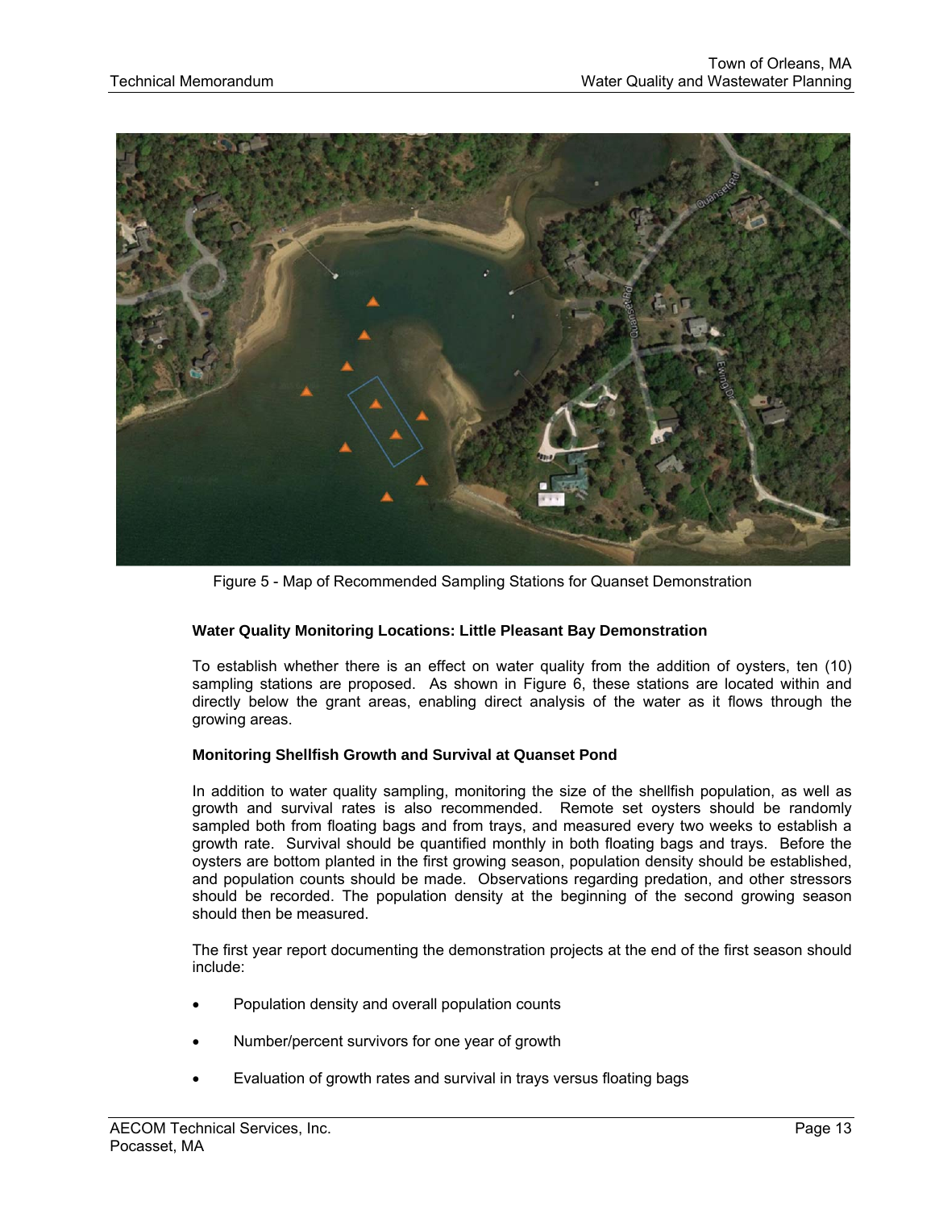Figure 5 - Map of Recommended Sampling Stations for Quanset Demonstration

**Water Quality Monitoring Locations: Little Pleasant Bay Demonstration**

To establish whether there is an effect on water quality from the addition of oysters, ten (10) sampling stations are proposed. As shown in Figure 6, these stations are located within and directly below the grant areas, enabling direct analysis of the water as it flows through the growing areas.

**Monitoring Shellfish Growth and Survival at Quanset Pond**

In addition to water quality sampling, monitoring the size of the shellfish population, as well as growth and survival rates is also recommended. Remote set oysters should be randomly sampled both from floating bags and from trays, and measured every two weeks to establish a growth rate. Survival should be quantified monthly in both floating bags and trays. Before the oysters are bottom planted in the first growing season, population density should be established, and population counts should be made. Observations regarding predation, and other stressors should be recorded. The population density at the beginning of the second growing season should then be measured.

The first year report documenting the demonstration projects at the end of the first season should include:

- Population density and overall population counts
- Number/percent survivors for one year of growth
- Evaluation of growth rates and survival in trays versus floating bags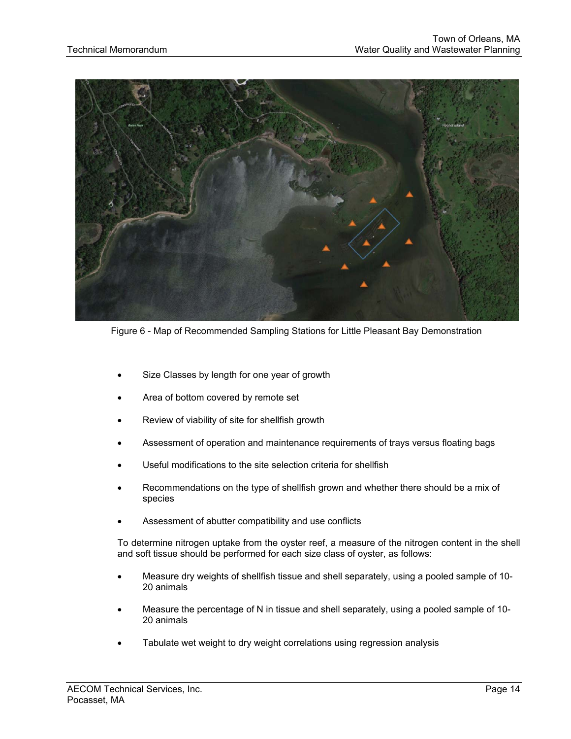Figure 6 - Map of Recommended Sampling Stations for Little Pleasant Bay Demonstration

- Size Classes by length for one year of growth
- Area of bottom covered by remote set
- Review of viability of site for shellfish growth
- Assessment of operation and maintenance requirements of trays versus floating bags
- Useful modifications to the site selection criteria for shellfish
- Recommendations on the type of shellfish grown and whether there should be a mix of species
- Assessment of abutter compatibility and use conflicts

To determine nitrogen uptake from the oyster reef, a measure of the nitrogen content in the shell and soft tissue should be performed for each size class of oyster, as follows:

- Measure dry weights of shellfish tissue and shell separately, using a pooled sample of 10-20 animals
- Measure the percentage of N in tissue and shell separately, using a pooled sample of 10-20 animals
- Tabulate wet weight to dry weight correlations using regression analysis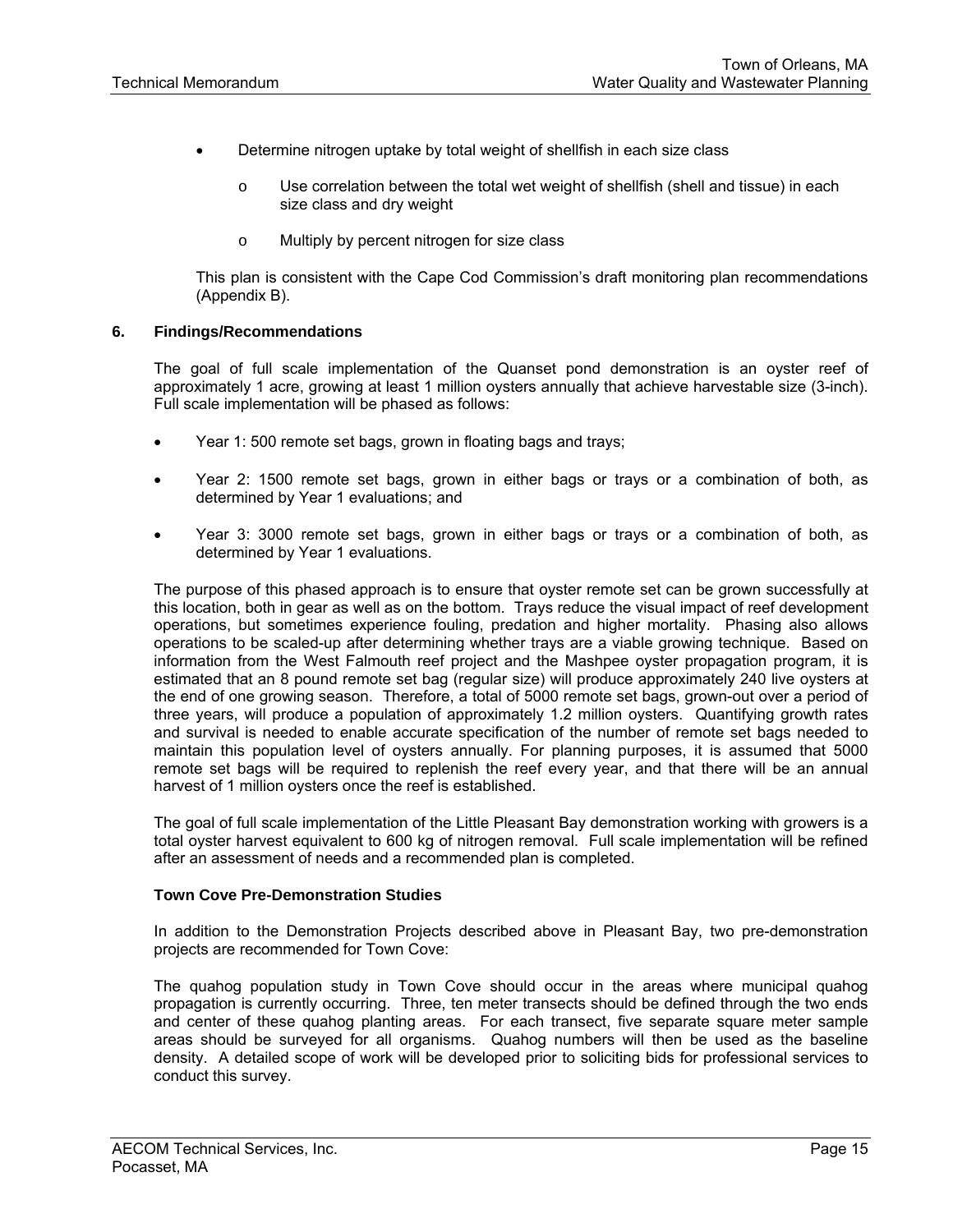- Determine nitrogen uptake by total weight of shellfish in each size class
  - Use correlation between the total wet weight of shellfish (shell and tissue) in each size class and dry weight
  - Multiply by percent nitrogen for size class

This plan is consistent with the Cape Cod Commission's draft monitoring plan recommendations (Appendix B).

## 6. Findings/Recommendations

The goal of full scale implementation of the Quanset pond demonstration is an oyster reef of approximately 1 acre, growing at least 1 million oysters annually that achieve harvestable size (3-inch). Full scale implementation will be phased as follows:

- Year 1: 500 remote set bags, grown in floating bags and trays;
- Year 2: 1500 remote set bags, grown in either bags or trays or a combination of both, as determined by Year 1 evaluations; and
- Year 3: 3000 remote set bags, grown in either bags or trays or a combination of both, as determined by Year 1 evaluations.

The purpose of this phased approach is to ensure that oyster remote set can be grown successfully at this location, both in gear as well as on the bottom. Trays reduce the visual impact of reef development operations, but sometimes experience fouling, predation and higher mortality. Phasing also allows operations to be scaled-up after determining whether trays are a viable growing technique. Based on information from the West Falmouth reef project and the Mashpee oyster propagation program, it is estimated that an 8 pound remote set bag (regular size) will produce approximately 240 live oysters at the end of one growing season. Therefore, a total of 5000 remote set bags, grown-out over a period of three years, will produce a population of approximately 1.2 million oysters. Quantifying growth rates and survival is needed to enable accurate specification of the number of remote set bags needed to maintain this population level of oysters annually. For planning purposes, it is assumed that 5000 remote set bags will be required to replenish the reef every year, and that there will be an annual harvest of 1 million oysters once the reef is established.

The goal of full scale implementation of the Little Pleasant Bay demonstration working with growers is a total oyster harvest equivalent to 600 kg of nitrogen removal. Full scale implementation will be refined after an assessment of needs and a recommended plan is completed.

### Town Cove Pre-Demonstration Studies

In addition to the Demonstration Projects described above in Pleasant Bay, two pre-demonstration projects are recommended for Town Cove:

The quahog population study in Town Cove should occur in the areas where municipal quahog propagation is currently occurring. Three, ten meter transects should be defined through the two ends and center of these quahog planting areas. For each transect, five separate square meter sample areas should be surveyed for all organisms. Quahog numbers will then be used as the baseline density. A detailed scope of work will be developed prior to soliciting bids for professional services to conduct this survey.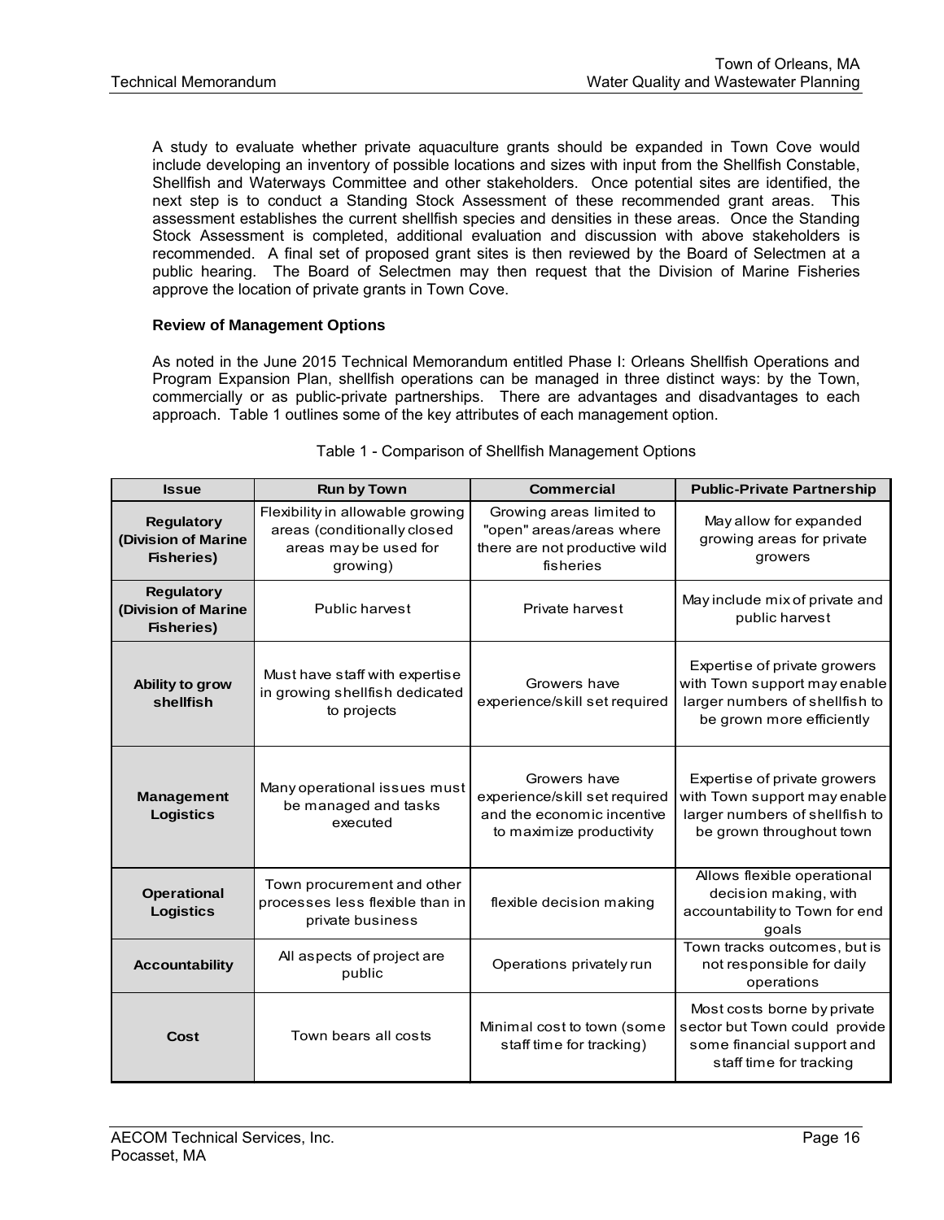A study to evaluate whether private aquaculture grants should be expanded in Town Cove would include developing an inventory of possible locations and sizes with input from the Shellfish Constable, Shellfish and Waterways Committee and other stakeholders. Once potential sites are identified, the next step is to conduct a Standing Stock Assessment of these recommended grant areas. This assessment establishes the current shellfish species and densities in these areas. Once the Standing Stock Assessment is completed, additional evaluation and discussion with above stakeholders is recommended. A final set of proposed grant sites is then reviewed by the Board of Selectmen at a public hearing. The Board of Selectmen may then request that the Division of Marine Fisheries approve the location of private grants in Town Cove.

**Review of Management Options**

As noted in the June 2015 Technical Memorandum entitled Phase I: Orleans Shellfish Operations and Program Expansion Plan, shellfish operations can be managed in three distinct ways: by the Town, commercially or as public-private partnerships. There are advantages and disadvantages to each approach. Table 1 outlines some of the key attributes of each management option.

Table 1 - Comparison of Shellfish Management Options

| Issue | Run by Town | Commercial | Public-Private Partnership |
|---|---|---|---|
| **Regulatory (Division of Marine Fisheries)** | Flexibility in allowable growing areas (conditionally closed areas may be used for growing) | Growing areas limited to "open" areas/areas where there are not productive wild fisheries | May allow for expanded growing areas for private growers |
| **Regulatory (Division of Marine Fisheries)** | Public harvest | Private harvest | May include mix of private and public harvest |
| **Ability to grow shellfish** | Must have staff with expertise in growing shellfish dedicated to projects | Growers have experience/skill set required | Expertise of private growers with Town support may enable larger numbers of shellfish to be grown more efficiently |
| **Management Logistics** | Many operational issues must be managed and tasks executed | Growers have experience/skill set required and the economic incentive to maximize productivity | Expertise of private growers with Town support may enable larger numbers of shellfish to be grown throughout town |
| **Operational Logistics** | Town procurement and other processes less flexible than in private business | flexible decision making | Allows flexible operational decision making, with accountability to Town for end goals |
| **Accountability** | All aspects of project are public | Operations privately run | Town tracks outcomes, but is not responsible for daily operations |
| **Cost** | Town bears all costs | Minimal cost to town (some staff time for tracking) | Most costs borne by private sector but Town could provide some financial support and staff time for tracking |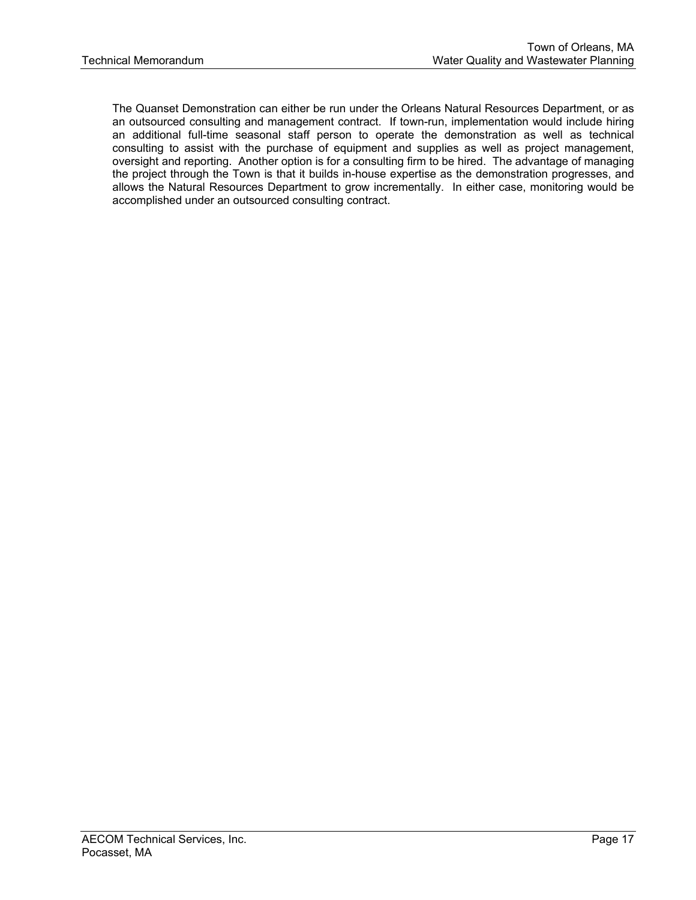The Quanset Demonstration can either be run under the Orleans Natural Resources Department, or as an outsourced consulting and management contract. If town-run, implementation would include hiring an additional full-time seasonal staff person to operate the demonstration as well as technical consulting to assist with the purchase of equipment and supplies as well as project management, oversight and reporting. Another option is for a consulting firm to be hired. The advantage of managing the project through the Town is that it builds in-house expertise as the demonstration progresses, and allows the Natural Resources Department to grow incrementally. In either case, monitoring would be accomplished under an outsourced consulting contract.